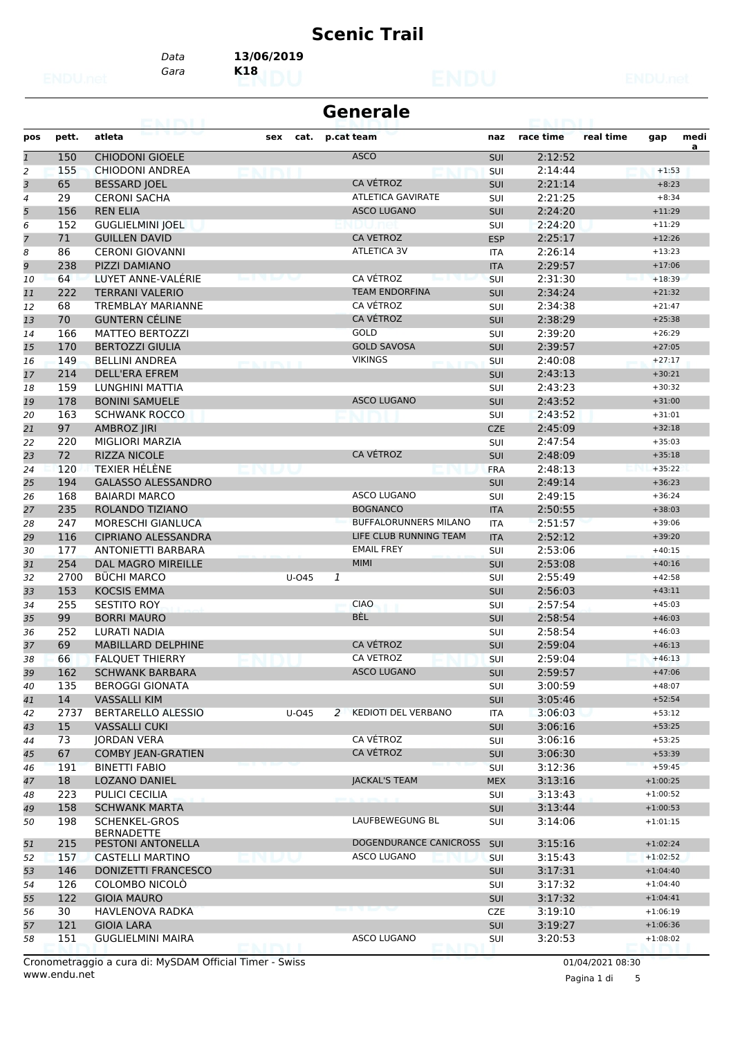# Scenic Trail

Data **13/06/2019**
Gara **K18**

## Generale

| pos | pett. | atleta | sex | cat. | p.cat | team | naz | race time | real time | gap | media |
|---|---|---|---|---|---|---|---|---|---|---|---|
| 1 | 150 | CHIODONI GIOELE | | | | ASCO | SUI | 2:12:52 | | | |
| 2 | 155 | CHIODONI ANDREA | | | | | SUI | 2:14:44 | | +1:53 | |
| 3 | 65 | BESSARD JOEL | | | | CA VÉTROZ | SUI | 2:21:14 | | +8:23 | |
| 4 | 29 | CERONI SACHA | | | | ATLETICA GAVIRATE | SUI | 2:21:25 | | +8:34 | |
| 5 | 156 | REN ELIA | | | | ASCO LUGANO | SUI | 2:24:20 | | +11:29 | |
| 6 | 152 | GUGLIELMINI JOEL | | | | | SUI | 2:24:20 | | +11:29 | |
| 7 | 71 | GUILLEN DAVID | | | | CA VETROZ | ESP | 2:25:17 | | +12:26 | |
| 8 | 86 | CERONI GIOVANNI | | | | ATLETICA 3V | ITA | 2:26:14 | | +13:23 | |
| 9 | 238 | PIZZI DAMIANO | | | | | ITA | 2:29:57 | | +17:06 | |
| 10 | 64 | LUYET ANNE-VALÉRIE | | | | CA VÉTROZ | SUI | 2:31:30 | | +18:39 | |
| 11 | 222 | TERRANI VALERIO | | | | TEAM ENDORFINA | SUI | 2:34:24 | | +21:32 | |
| 12 | 68 | TREMBLAY MARIANNE | | | | CA VÉTROZ | SUI | 2:34:38 | | +21:47 | |
| 13 | 70 | GUNTERN CÉLINE | | | | CA VÉTROZ | SUI | 2:38:29 | | +25:38 | |
| 14 | 166 | MATTEO BERTOZZI | | | | GOLD | SUI | 2:39:20 | | +26:29 | |
| 15 | 170 | BERTOZZI GIULIA | | | | GOLD SAVOSA | SUI | 2:39:57 | | +27:05 | |
| 16 | 149 | BELLINI ANDREA | | | | VIKINGS | SUI | 2:40:08 | | +27:17 | |
| 17 | 214 | DELL'ERA EFREM | | | | | SUI | 2:43:13 | | +30:21 | |
| 18 | 159 | LUNGHINI MATTIA | | | | | SUI | 2:43:23 | | +30:32 | |
| 19 | 178 | BONINI SAMUELE | | | | ASCO LUGANO | SUI | 2:43:52 | | +31:00 | |
| 20 | 163 | SCHWANK ROCCO | | | | | SUI | 2:43:52 | | +31:01 | |
| 21 | 97 | AMBROZ JIRI | | | | | CZE | 2:45:09 | | +32:18 | |
| 22 | 220 | MIGLIORI MARZIA | | | | | SUI | 2:47:54 | | +35:03 | |
| 23 | 72 | RIZZA NICOLE | | | | CA VÉTROZ | SUI | 2:48:09 | | +35:18 | |
| 24 | 120 | TEXIER HÉLÈNE | | | | | FRA | 2:48:13 | | +35:22 | |
| 25 | 194 | GALASSO ALESSANDRO | | | | | SUI | 2:49:14 | | +36:23 | |
| 26 | 168 | BAIARDI MARCO | | | | ASCO LUGANO | SUI | 2:49:15 | | +36:24 | |
| 27 | 235 | ROLANDO TIZIANO | | | | BOGNANCO | ITA | 2:50:55 | | +38:03 | |
| 28 | 247 | MORESCHI GIANLUCA | | | | BUFFALORUNNERS MILANO | ITA | 2:51:57 | | +39:06 | |
| 29 | 116 | CIPRIANO ALESSANDRA | | | | LIFE CLUB RUNNING TEAM | ITA | 2:52:12 | | +39:20 | |
| 30 | 177 | ANTONIETTI BARBARA | | | | EMAIL FREY | SUI | 2:53:06 | | +40:15 | |
| 31 | 254 | DAL MAGRO MIREILLE | | | | MIMI | SUI | 2:53:08 | | +40:16 | |
| 32 | 2700 | BÜCHI MARCO | | U-O45 | 1 | | SUI | 2:55:49 | | +42:58 | |
| 33 | 153 | KOCSIS EMMA | | | | | SUI | 2:56:03 | | +43:11 | |
| 34 | 255 | SESTITO ROY | | | | CIAO | SUI | 2:57:54 | | +45:03 | |
| 35 | 99 | BORRI MAURO | | | | BÈL | SUI | 2:58:54 | | +46:03 | |
| 36 | 252 | LURATI NADIA | | | | | SUI | 2:58:54 | | +46:03 | |
| 37 | 69 | MABILLARD DELPHINE | | | | CA VÉTROZ | SUI | 2:59:04 | | +46:13 | |
| 38 | 66 | FALQUET THIERRY | | | | CA VETROZ | SUI | 2:59:04 | | +46:13 | |
| 39 | 162 | SCHWANK BARBARA | | | | ASCO LUGANO | SUI | 2:59:57 | | +47:06 | |
| 40 | 135 | BEROGGI GIONATA | | | | | SUI | 3:00:59 | | +48:07 | |
| 41 | 14 | VASSALLI KIM | | | | | SUI | 3:05:46 | | +52:54 | |
| 42 | 2737 | BERTARELLO ALESSIO | | U-O45 | 2 | KEDIOTI DEL VERBANO | ITA | 3:06:03 | | +53:12 | |
| 43 | 15 | VASSALLI CUKI | | | | | SUI | 3:06:16 | | +53:25 | |
| 44 | 73 | JORDAN VERA | | | | CA VÉTROZ | SUI | 3:06:16 | | +53:25 | |
| 45 | 67 | COMBY JEAN-GRATIEN | | | | CA VÉTROZ | SUI | 3:06:30 | | +53:39 | |
| 46 | 191 | BINETTI FABIO | | | | | SUI | 3:12:36 | | +59:45 | |
| 47 | 18 | LOZANO DANIEL | | | | JACKAL'S TEAM | MEX | 3:13:16 | | +1:00:25 | |
| 48 | 223 | PULICI CECILIA | | | | | SUI | 3:13:43 | | +1:00:52 | |
| 49 | 158 | SCHWANK MARTA | | | | | SUI | 3:13:44 | | +1:00:53 | |
| 50 | 198 | SCHENKEL-GROS BERNADETTE | | | | LAUFBEWEGUNG BL | SUI | 3:14:06 | | +1:01:15 | |
| 51 | 215 | PESTONI ANTONELLA | | | | DOGENDURANCE CANICROSS | SUI | 3:15:16 | | +1:02:24 | |
| 52 | 157 | CASTELLI MARTINO | | | | ASCO LUGANO | SUI | 3:15:43 | | +1:02:52 | |
| 53 | 146 | DONIZETTI FRANCESCO | | | | | SUI | 3:17:31 | | +1:04:40 | |
| 54 | 126 | COLOMBO NICOLÒ | | | | | SUI | 3:17:32 | | +1:04:40 | |
| 55 | 122 | GIOIA MAURO | | | | | SUI | 3:17:32 | | +1:04:41 | |
| 56 | 30 | HAVLENOVA RADKA | | | | | CZE | 3:19:10 | | +1:06:19 | |
| 57 | 121 | GIOIA LARA | | | | | SUI | 3:19:27 | | +1:06:36 | |
| 58 | 151 | GUGLIELMINI MAIRA | | | | ASCO LUGANO | SUI | 3:20:53 | | +1:08:02 | |

Cronometraggio a cura di: MySDAM Official Timer - Swiss
www.endu.net

01/04/2021 08:30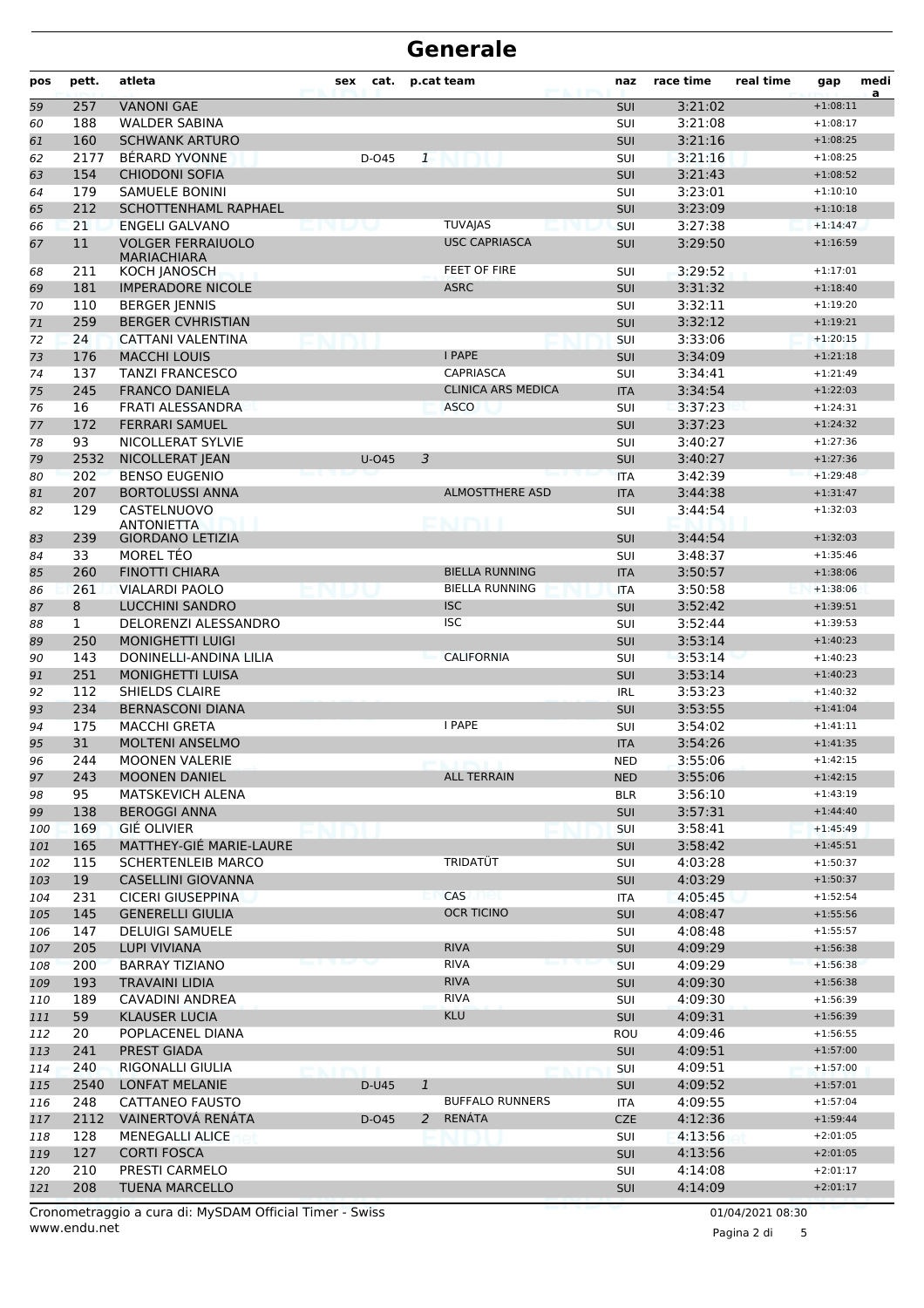# Generale

| pos | pett. | atleta | sex | cat. | p.cat | team | naz | race time | real time | gap | media |
|---|---|---|---|---|---|---|---|---|---|---|---|
| 59 | 257 | VANONI GAE | | | | | SUI | 3:21:02 | | +1:08:11 | |
| 60 | 188 | WALDER SABINA | | | | | SUI | 3:21:08 | | +1:08:17 | |
| 61 | 160 | SCHWANK ARTURO | | | | | SUI | 3:21:16 | | +1:08:25 | |
| 62 | 2177 | BÉRARD YVONNE | | D-O45 | 1 | | SUI | 3:21:16 | | +1:08:25 | |
| 63 | 154 | CHIODONI SOFIA | | | | | SUI | 3:21:43 | | +1:08:52 | |
| 64 | 179 | SAMUELE BONINI | | | | | SUI | 3:23:01 | | +1:10:10 | |
| 65 | 212 | SCHOTTENHAML RAPHAEL | | | | | SUI | 3:23:09 | | +1:10:18 | |
| 66 | 21 | ENGELI GALVANO | | | | TUVAJAS | SUI | 3:27:38 | | +1:14:47 | |
| 67 | 11 | VOLGER FERRAIUOLO MARIACHIARA | | | | USC CAPRIASCA | SUI | 3:29:50 | | +1:16:59 | |
| 68 | 211 | KOCH JANOSCH | | | | FEET OF FIRE | SUI | 3:29:52 | | +1:17:01 | |
| 69 | 181 | IMPERADORE NICOLE | | | | ASRC | SUI | 3:31:32 | | +1:18:40 | |
| 70 | 110 | BERGER JENNIS | | | | | SUI | 3:32:11 | | +1:19:20 | |
| 71 | 259 | BERGER CVHRISTIAN | | | | | SUI | 3:32:12 | | +1:19:21 | |
| 72 | 24 | CATTANI VALENTINA | | | | | SUI | 3:33:06 | | +1:20:15 | |
| 73 | 176 | MACCHI LOUIS | | | | I PAPE | SUI | 3:34:09 | | +1:21:18 | |
| 74 | 137 | TANZI FRANCESCO | | | | CAPRIASCA | SUI | 3:34:41 | | +1:21:49 | |
| 75 | 245 | FRANCO DANIELA | | | | CLINICA ARS MEDICA | ITA | 3:34:54 | | +1:22:03 | |
| 76 | 16 | FRATI ALESSANDRA | | | | ASCO | SUI | 3:37:23 | | +1:24:31 | |
| 77 | 172 | FERRARI SAMUEL | | | | | SUI | 3:37:23 | | +1:24:32 | |
| 78 | 93 | NICOLLERAT SYLVIE | | | | | SUI | 3:40:27 | | +1:27:36 | |
| 79 | 2532 | NICOLLERAT JEAN | | U-O45 | 3 | | SUI | 3:40:27 | | +1:27:36 | |
| 80 | 202 | BENSO EUGENIO | | | | | ITA | 3:42:39 | | +1:29:48 | |
| 81 | 207 | BORTOLUSSI ANNA | | | | ALMOSTTHERE ASD | ITA | 3:44:38 | | +1:31:47 | |
| 82 | 129 | CASTELNUOVO ANTONIETTA | | | | | SUI | 3:44:54 | | +1:32:03 | |
| 83 | 239 | GIORDANO LETIZIA | | | | | SUI | 3:44:54 | | +1:32:03 | |
| 84 | 33 | MOREL TÉO | | | | | SUI | 3:48:37 | | +1:35:46 | |
| 85 | 260 | FINOTTI CHIARA | | | | BIELLA RUNNING | ITA | 3:50:57 | | +1:38:06 | |
| 86 | 261 | VIALARDI PAOLO | | | | BIELLA RUNNING | ITA | 3:50:58 | | +1:38:06 | |
| 87 | 8 | LUCCHINI SANDRO | | | | ISC | SUI | 3:52:42 | | +1:39:51 | |
| 88 | 1 | DELORENZI ALESSANDRO | | | | ISC | SUI | 3:52:44 | | +1:39:53 | |
| 89 | 250 | MONIGHETTI LUIGI | | | | | SUI | 3:53:14 | | +1:40:23 | |
| 90 | 143 | DONINELLI-ANDINA LILIA | | | | CALIFORNIA | SUI | 3:53:14 | | +1:40:23 | |
| 91 | 251 | MONIGHETTI LUISA | | | | | SUI | 3:53:14 | | +1:40:23 | |
| 92 | 112 | SHIELDS CLAIRE | | | | | IRL | 3:53:23 | | +1:40:32 | |
| 93 | 234 | BERNASCONI DIANA | | | | | SUI | 3:53:55 | | +1:41:04 | |
| 94 | 175 | MACCHI GRETA | | | | I PAPE | SUI | 3:54:02 | | +1:41:11 | |
| 95 | 31 | MOLTENI ANSELMO | | | | | ITA | 3:54:26 | | +1:41:35 | |
| 96 | 244 | MOONEN VALERIE | | | | | NED | 3:55:06 | | +1:42:15 | |
| 97 | 243 | MOONEN DANIEL | | | | ALL TERRAIN | NED | 3:55:06 | | +1:42:15 | |
| 98 | 95 | MATSKEVICH ALENA | | | | | BLR | 3:56:10 | | +1:43:19 | |
| 99 | 138 | BEROGGI ANNA | | | | | SUI | 3:57:31 | | +1:44:40 | |
| 100 | 169 | GIÉ OLIVIER | | | | | SUI | 3:58:41 | | +1:45:49 | |
| 101 | 165 | MATTHEY-GIÉ MARIE-LAURE | | | | | SUI | 3:58:42 | | +1:45:51 | |
| 102 | 115 | SCHERTENLEIB MARCO | | | | TRIDATÜT | SUI | 4:03:28 | | +1:50:37 | |
| 103 | 19 | CASELLINI GIOVANNA | | | | | SUI | 4:03:29 | | +1:50:37 | |
| 104 | 231 | CICERI GIUSEPPINA | | | | CAS | ITA | 4:05:45 | | +1:52:54 | |
| 105 | 145 | GENERELLI GIULIA | | | | OCR TICINO | SUI | 4:08:47 | | +1:55:56 | |
| 106 | 147 | DELUIGI SAMUELE | | | | | SUI | 4:08:48 | | +1:55:57 | |
| 107 | 205 | LUPI VIVIANA | | | | RIVA | SUI | 4:09:29 | | +1:56:38 | |
| 108 | 200 | BARRAY TIZIANO | | | | RIVA | SUI | 4:09:29 | | +1:56:38 | |
| 109 | 193 | TRAVAINI LIDIA | | | | RIVA | SUI | 4:09:30 | | +1:56:38 | |
| 110 | 189 | CAVADINI ANDREA | | | | RIVA | SUI | 4:09:30 | | +1:56:39 | |
| 111 | 59 | KLAUSER LUCIA | | | | KLU | SUI | 4:09:31 | | +1:56:39 | |
| 112 | 20 | POPLACENEL DIANA | | | | | ROU | 4:09:46 | | +1:56:55 | |
| 113 | 241 | PREST GIADA | | | | | SUI | 4:09:51 | | +1:57:00 | |
| 114 | 240 | RIGONALLI GIULIA | | | | | SUI | 4:09:51 | | +1:57:00 | |
| 115 | 2540 | LONFAT MELANIE | | D-U45 | 1 | | SUI | 4:09:52 | | +1:57:01 | |
| 116 | 248 | CATTANEO FAUSTO | | | | BUFFALO RUNNERS | ITA | 4:09:55 | | +1:57:04 | |
| 117 | 2112 | VAINERTOVÁ RENÁTA | | D-O45 | 2 | RENÁTA | CZE | 4:12:36 | | +1:59:44 | |
| 118 | 128 | MENEGALLI ALICE | | | | | SUI | 4:13:56 | | +2:01:05 | |
| 119 | 127 | CORTI FOSCA | | | | | SUI | 4:13:56 | | +2:01:05 | |
| 120 | 210 | PRESTI CARMELO | | | | | SUI | 4:14:08 | | +2:01:17 | |
| 121 | 208 | TUENA MARCELLO | | | | | SUI | 4:14:09 | | +2:01:17 | |

Cronometraggio a cura di: MySDAM Official Timer - Swiss
www.endu.net

01/04/2021 08:30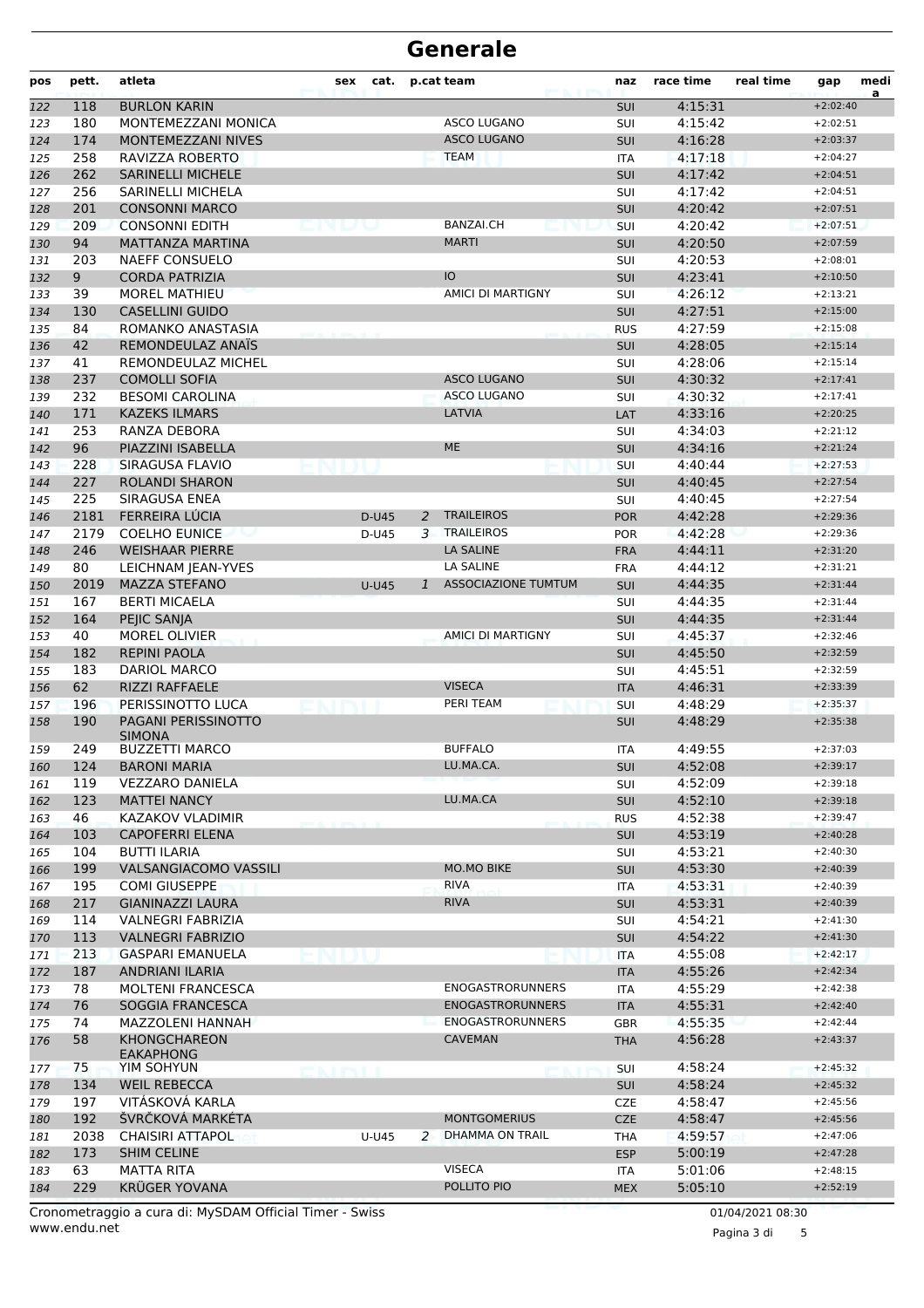# Generale

| pos | pett. | atleta | sex | cat. | p.cat | team | naz | race time | real time | gap | media |
|---|---|---|---|---|---|---|---|---|---|---|---|
| 122 | 118 | BURLON KARIN | | | | | SUI | 4:15:31 | | +2:02:40 | |
| 123 | 180 | MONTEMEZZANI MONICA | | | | ASCO LUGANO | SUI | 4:15:42 | | +2:02:51 | |
| 124 | 174 | MONTEMEZZANI NIVES | | | | ASCO LUGANO | SUI | 4:16:28 | | +2:03:37 | |
| 125 | 258 | RAVIZZA ROBERTO | | | | TEAM | ITA | 4:17:18 | | +2:04:27 | |
| 126 | 262 | SARINELLI MICHELE | | | | | SUI | 4:17:42 | | +2:04:51 | |
| 127 | 256 | SARINELLI MICHELA | | | | | SUI | 4:17:42 | | +2:04:51 | |
| 128 | 201 | CONSONNI MARCO | | | | | SUI | 4:20:42 | | +2:07:51 | |
| 129 | 209 | CONSONNI EDITH | | | | BANZAI.CH | SUI | 4:20:42 | | +2:07:51 | |
| 130 | 94 | MATTANZA MARTINA | | | | MARTI | SUI | 4:20:50 | | +2:07:59 | |
| 131 | 203 | NAEFF CONSUELO | | | | | SUI | 4:20:53 | | +2:08:01 | |
| 132 | 9 | CORDA PATRIZIA | | | | IO | SUI | 4:23:41 | | +2:10:50 | |
| 133 | 39 | MOREL MATHIEU | | | | AMICI DI MARTIGNY | SUI | 4:26:12 | | +2:13:21 | |
| 134 | 130 | CASELLINI GUIDO | | | | | SUI | 4:27:51 | | +2:15:00 | |
| 135 | 84 | ROMANKO ANASTASIA | | | | | RUS | 4:27:59 | | +2:15:08 | |
| 136 | 42 | REMONDEULAZ ANAÏS | | | | | SUI | 4:28:05 | | +2:15:14 | |
| 137 | 41 | REMONDEULAZ MICHEL | | | | | SUI | 4:28:06 | | +2:15:14 | |
| 138 | 237 | COMOLLI SOFIA | | | | ASCO LUGANO | SUI | 4:30:32 | | +2:17:41 | |
| 139 | 232 | BESOMI CAROLINA | | | | ASCO LUGANO | SUI | 4:30:32 | | +2:17:41 | |
| 140 | 171 | KAZEKS ILMARS | | | | LATVIA | LAT | 4:33:16 | | +2:20:25 | |
| 141 | 253 | RANZA DEBORA | | | | | SUI | 4:34:03 | | +2:21:12 | |
| 142 | 96 | PIAZZINI ISABELLA | | | | ME | SUI | 4:34:16 | | +2:21:24 | |
| 143 | 228 | SIRAGUSA FLAVIO | | | | | SUI | 4:40:44 | | +2:27:53 | |
| 144 | 227 | ROLANDI SHARON | | | | | SUI | 4:40:45 | | +2:27:54 | |
| 145 | 225 | SIRAGUSA ENEA | | | | | SUI | 4:40:45 | | +2:27:54 | |
| 146 | 2181 | FERREIRA LÚCIA | | D-U45 | 2 | TRAILEIROS | POR | 4:42:28 | | +2:29:36 | |
| 147 | 2179 | COELHO EUNICE | | D-U45 | 3 | TRAILEIROS | POR | 4:42:28 | | +2:29:36 | |
| 148 | 246 | WEISHAAR PIERRE | | | | LA SALINE | FRA | 4:44:11 | | +2:31:20 | |
| 149 | 80 | LEICHNAM JEAN-YVES | | | | LA SALINE | FRA | 4:44:12 | | +2:31:21 | |
| 150 | 2019 | MAZZA STEFANO | | U-U45 | 1 | ASSOCIAZIONE TUMTUM | SUI | 4:44:35 | | +2:31:44 | |
| 151 | 167 | BERTI MICAELA | | | | | SUI | 4:44:35 | | +2:31:44 | |
| 152 | 164 | PEJIC SANJA | | | | | SUI | 4:44:35 | | +2:31:44 | |
| 153 | 40 | MOREL OLIVIER | | | | AMICI DI MARTIGNY | SUI | 4:45:37 | | +2:32:46 | |
| 154 | 182 | REPINI PAOLA | | | | | SUI | 4:45:50 | | +2:32:59 | |
| 155 | 183 | DARIOL MARCO | | | | | SUI | 4:45:51 | | +2:32:59 | |
| 156 | 62 | RIZZI RAFFAELE | | | | VISECA | ITA | 4:46:31 | | +2:33:39 | |
| 157 | 196 | PERISSINOTTO LUCA | | | | PERI TEAM | SUI | 4:48:29 | | +2:35:37 | |
| 158 | 190 | PAGANI PERISSINOTTO SIMONA | | | | | SUI | 4:48:29 | | +2:35:38 | |
| 159 | 249 | BUZZETTI MARCO | | | | BUFFALO | ITA | 4:49:55 | | +2:37:03 | |
| 160 | 124 | BARONI MARIA | | | | LU.MA.CA. | SUI | 4:52:08 | | +2:39:17 | |
| 161 | 119 | VEZZARO DANIELA | | | | | SUI | 4:52:09 | | +2:39:18 | |
| 162 | 123 | MATTEI NANCY | | | | LU.MA.CA | SUI | 4:52:10 | | +2:39:18 | |
| 163 | 46 | KAZAKOV VLADIMIR | | | | | RUS | 4:52:38 | | +2:39:47 | |
| 164 | 103 | CAPOFERRI ELENA | | | | | SUI | 4:53:19 | | +2:40:28 | |
| 165 | 104 | BUTTI ILARIA | | | | | SUI | 4:53:21 | | +2:40:30 | |
| 166 | 199 | VALSANGIACOMO VASSILI | | | | MO.MO BIKE | SUI | 4:53:30 | | +2:40:39 | |
| 167 | 195 | COMI GIUSEPPE | | | | RIVA | ITA | 4:53:31 | | +2:40:39 | |
| 168 | 217 | GIANINAZZI LAURA | | | | RIVA | SUI | 4:53:31 | | +2:40:39 | |
| 169 | 114 | VALNEGRI FABRIZIA | | | | | SUI | 4:54:21 | | +2:41:30 | |
| 170 | 113 | VALNEGRI FABRIZIO | | | | | SUI | 4:54:22 | | +2:41:30 | |
| 171 | 213 | GASPARI EMANUELA | | | | | ITA | 4:55:08 | | +2:42:17 | |
| 172 | 187 | ANDRIANI ILARIA | | | | | ITA | 4:55:26 | | +2:42:34 | |
| 173 | 78 | MOLTENI FRANCESCA | | | | ENOGASTRORUNNERS | ITA | 4:55:29 | | +2:42:38 | |
| 174 | 76 | SOGGIA FRANCESCA | | | | ENOGASTRORUNNERS | ITA | 4:55:31 | | +2:42:40 | |
| 175 | 74 | MAZZOLENI HANNAH | | | | ENOGASTRORUNNERS | GBR | 4:55:35 | | +2:42:44 | |
| 176 | 58 | KHONGCHAREON EAKAPHONG | | | | CAVEMAN | THA | 4:56:28 | | +2:43:37 | |
| 177 | 75 | YIM SOHYUN | | | | | SUI | 4:58:24 | | +2:45:32 | |
| 178 | 134 | WEIL REBECCA | | | | | SUI | 4:58:24 | | +2:45:32 | |
| 179 | 197 | VITÁSKOVÁ KARLA | | | | | CZE | 4:58:47 | | +2:45:56 | |
| 180 | 192 | ŠVRČKOVÁ MARKÉTA | | | | MONTGOMERIUS | CZE | 4:58:47 | | +2:45:56 | |
| 181 | 2038 | CHAISIRI ATTAPOL | | U-U45 | 2 | DHAMMA ON TRAIL | THA | 4:59:57 | | +2:47:06 | |
| 182 | 173 | SHIM CELINE | | | | | ESP | 5:00:19 | | +2:47:28 | |
| 183 | 63 | MATTA RITA | | | | VISECA | ITA | 5:01:06 | | +2:48:15 | |
| 184 | 229 | KRÜGER YOVANA | | | | POLLITO PIO | MEX | 5:05:10 | | +2:52:19 | |

Cronometraggio a cura di: MySDAM Official Timer - Swiss
www.endu.net

01/04/2021 08:30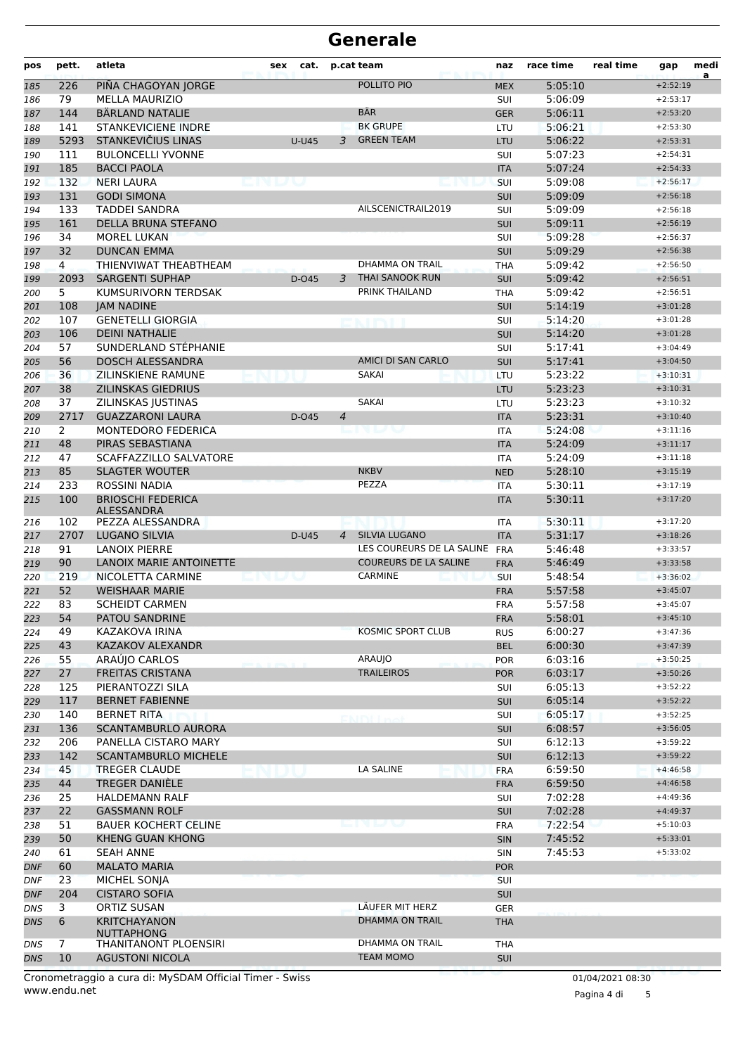# Generale

| pos | pett. | atleta | sex | cat. | p.cat | team | naz | race time | real time | gap | media |
|---|---|---|---|---|---|---|---|---|---|---|---|
| 185 | 226 | PIÑA CHAGOYAN JORGE | | | | POLLITO PIO | MEX | 5:05:10 | | +2:52:19 | |
| 186 | 79 | MELLA MAURIZIO | | | | | SUI | 5:06:09 | | +2:53:17 | |
| 187 | 144 | BÄRLAND NATALIE | | | | BÄR | GER | 5:06:11 | | +2:53:20 | |
| 188 | 141 | STANKEVICIENE INDRE | | | | BK GRUPE | LTU | 5:06:21 | | +2:53:30 | |
| 189 | 5293 | STANKEVIČIUS LINAS | | U-U45 | 3 | GREEN TEAM | LTU | 5:06:22 | | +2:53:31 | |
| 190 | 111 | BULONCELLI YVONNE | | | | | SUI | 5:07:23 | | +2:54:31 | |
| 191 | 185 | BACCI PAOLA | | | | | ITA | 5:07:24 | | +2:54:33 | |
| 192 | 132 | NERI LAURA | | | | | SUI | 5:09:08 | | +2:56:17 | |
| 193 | 131 | GODI SIMONA | | | | | SUI | 5:09:09 | | +2:56:18 | |
| 194 | 133 | TADDEI SANDRA | | | | AILSCENICTRAIL2019 | SUI | 5:09:09 | | +2:56:18 | |
| 195 | 161 | DELLA BRUNA STEFANO | | | | | SUI | 5:09:11 | | +2:56:19 | |
| 196 | 34 | MOREL LUKAN | | | | | SUI | 5:09:28 | | +2:56:37 | |
| 197 | 32 | DUNCAN EMMA | | | | | SUI | 5:09:29 | | +2:56:38 | |
| 198 | 4 | THIENVIWAT THEABTHEAM | | | | DHAMMA ON TRAIL | THA | 5:09:42 | | +2:56:50 | |
| 199 | 2093 | SARGENTI SUPHAP | | D-O45 | 3 | THAI SANOOK RUN | SUI | 5:09:42 | | +2:56:51 | |
| 200 | 5 | KUMSURIVORN TERDSAK | | | | PRINK THAILAND | THA | 5:09:42 | | +2:56:51 | |
| 201 | 108 | JAM NADINE | | | | | SUI | 5:14:19 | | +3:01:28 | |
| 202 | 107 | GENETELLI GIORGIA | | | | | SUI | 5:14:20 | | +3:01:28 | |
| 203 | 106 | DEINI NATHALIE | | | | | SUI | 5:14:20 | | +3:01:28 | |
| 204 | 57 | SUNDERLAND STÉPHANIE | | | | | SUI | 5:17:41 | | +3:04:49 | |
| 205 | 56 | DOSCH ALESSANDRA | | | | AMICI DI SAN CARLO | SUI | 5:17:41 | | +3:04:50 | |
| 206 | 36 | ZILINSKIENE RAMUNE | | | | SAKAI | LTU | 5:23:22 | | +3:10:31 | |
| 207 | 38 | ZILINSKAS GIEDRIUS | | | | | LTU | 5:23:23 | | +3:10:31 | |
| 208 | 37 | ZILINSKAS JUSTINAS | | | | SAKAI | LTU | 5:23:23 | | +3:10:32 | |
| 209 | 2717 | GUAZZARONI LAURA | | D-O45 | 4 | | ITA | 5:23:31 | | +3:10:40 | |
| 210 | 2 | MONTEDORO FEDERICA | | | | | ITA | 5:24:08 | | +3:11:16 | |
| 211 | 48 | PIRAS SEBASTIANA | | | | | ITA | 5:24:09 | | +3:11:17 | |
| 212 | 47 | SCAFFAZZILLO SALVATORE | | | | | ITA | 5:24:09 | | +3:11:18 | |
| 213 | 85 | SLAGTER WOUTER | | | | NKBV | NED | 5:28:10 | | +3:15:19 | |
| 214 | 233 | ROSSINI NADIA | | | | PEZZA | ITA | 5:30:11 | | +3:17:19 | |
| 215 | 100 | BRIOSCHI FEDERICA ALESSANDRA | | | | | ITA | 5:30:11 | | +3:17:20 | |
| 216 | 102 | PEZZA ALESSANDRA | | | | | ITA | 5:30:11 | | +3:17:20 | |
| 217 | 2707 | LUGANO SILVIA | | D-U45 | 4 | SILVIA LUGANO | ITA | 5:31:17 | | +3:18:26 | |
| 218 | 91 | LANOIX PIERRE | | | | LES COUREURS DE LA SALINE | FRA | 5:46:48 | | +3:33:57 | |
| 219 | 90 | LANOIX MARIE ANTOINETTE | | | | COUREURS DE LA SALINE | FRA | 5:46:49 | | +3:33:58 | |
| 220 | 219 | NICOLETTA CARMINE | | | | CARMINE | SUI | 5:48:54 | | +3:36:02 | |
| 221 | 52 | WEISHAAR MARIE | | | | | FRA | 5:57:58 | | +3:45:07 | |
| 222 | 83 | SCHEIDT CARMEN | | | | | FRA | 5:57:58 | | +3:45:07 | |
| 223 | 54 | PATOU SANDRINE | | | | | FRA | 5:58:01 | | +3:45:10 | |
| 224 | 49 | KAZAKOVA IRINA | | | | KOSMIC SPORT CLUB | RUS | 6:00:27 | | +3:47:36 | |
| 225 | 43 | KAZAKOV ALEXANDR | | | | | BEL | 6:00:30 | | +3:47:39 | |
| 226 | 55 | ARAÚJO CARLOS | | | | ARAUJO | POR | 6:03:16 | | +3:50:25 | |
| 227 | 27 | FREITAS CRISTANA | | | | TRAILEIROS | POR | 6:03:17 | | +3:50:26 | |
| 228 | 125 | PIERANTOZZI SILA | | | | | SUI | 6:05:13 | | +3:52:22 | |
| 229 | 117 | BERNET FABIENNE | | | | | SUI | 6:05:14 | | +3:52:22 | |
| 230 | 140 | BERNET RITA | | | | | SUI | 6:05:17 | | +3:52:25 | |
| 231 | 136 | SCANTAMBURLO AURORA | | | | | SUI | 6:08:57 | | +3:56:05 | |
| 232 | 206 | PANELLA CISTARO MARY | | | | | SUI | 6:12:13 | | +3:59:22 | |
| 233 | 142 | SCANTAMBURLO MICHELE | | | | | SUI | 6:12:13 | | +3:59:22 | |
| 234 | 45 | TREGER CLAUDE | | | | LA SALINE | FRA | 6:59:50 | | +4:46:58 | |
| 235 | 44 | TREGER DANIÈLE | | | | | FRA | 6:59:50 | | +4:46:58 | |
| 236 | 25 | HALDEMANN RALF | | | | | SUI | 7:02:28 | | +4:49:36 | |
| 237 | 22 | GASSMANN ROLF | | | | | SUI | 7:02:28 | | +4:49:37 | |
| 238 | 51 | BAUER KOCHERT CELINE | | | | | FRA | 7:22:54 | | +5:10:03 | |
| 239 | 50 | KHENG GUAN KHONG | | | | | SIN | 7:45:52 | | +5:33:01 | |
| 240 | 61 | SEAH ANNE | | | | | SIN | 7:45:53 | | +5:33:02 | |
| DNF | 60 | MALATO MARIA | | | | | POR | | | | |
| DNF | 23 | MICHEL SONJA | | | | | SUI | | | | |
| DNF | 204 | CISTARO SOFIA | | | | | SUI | | | | |
| DNS | 3 | ORTIZ SUSAN | | | | LÄUFER MIT HERZ | GER | | | | |
| DNS | 6 | KRITCHAYANON NUTTAPHONG | | | | DHAMMA ON TRAIL | THA | | | | |
| DNS | 7 | THANITANONT PLOENSIRI | | | | DHAMMA ON TRAIL | THA | | | | |
| DNS | 10 | AGUSTONI NICOLA | | | | TEAM MOMO | SUI | | | | |

Cronometraggio a cura di: MySDAM Official Timer - Swiss
www.endu.net

01/04/2021 08:30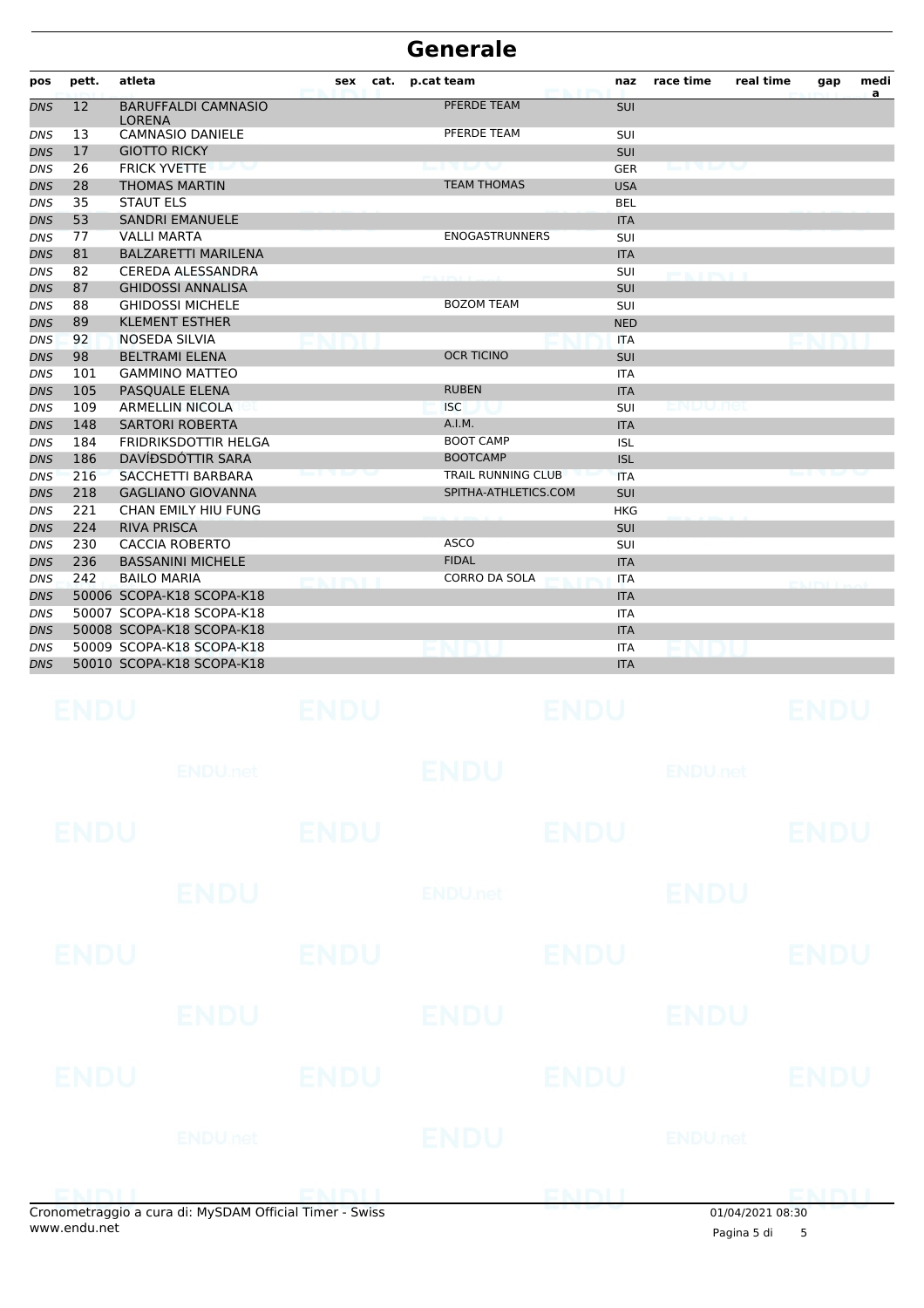# Generale

| pos | pett. | atleta | sex | cat. | p.cat | team | naz | race time | real time | gap | media |
|---|---|---|---|---|---|---|---|---|---|---|---|
| DNS | 12 | BARUFFALDI CAMNASIO LORENA | | | | PFERDE TEAM | SUI | | | | |
| DNS | 13 | CAMNASIO DANIELE | | | | PFERDE TEAM | SUI | | | | |
| DNS | 17 | GIOTTO RICKY | | | | | SUI | | | | |
| DNS | 26 | FRICK YVETTE | | | | | GER | | | | |
| DNS | 28 | THOMAS MARTIN | | | | TEAM THOMAS | USA | | | | |
| DNS | 35 | STAUT ELS | | | | | BEL | | | | |
| DNS | 53 | SANDRI EMANUELE | | | | | ITA | | | | |
| DNS | 77 | VALLI MARTA | | | | ENOGASTRUNNERS | SUI | | | | |
| DNS | 81 | BALZARETTI MARILENA | | | | | ITA | | | | |
| DNS | 82 | CEREDA ALESSANDRA | | | | | SUI | | | | |
| DNS | 87 | GHIDOSSI ANNALISA | | | | | SUI | | | | |
| DNS | 88 | GHIDOSSI MICHELE | | | | BOZOM TEAM | SUI | | | | |
| DNS | 89 | KLEMENT ESTHER | | | | | NED | | | | |
| DNS | 92 | NOSEDA SILVIA | | | | | ITA | | | | |
| DNS | 98 | BELTRAMI ELENA | | | | OCR TICINO | SUI | | | | |
| DNS | 101 | GAMMINO MATTEO | | | | | ITA | | | | |
| DNS | 105 | PASQUALE ELENA | | | | RUBEN | ITA | | | | |
| DNS | 109 | ARMELLIN NICOLA | | | | ISC | SUI | | | | |
| DNS | 148 | SARTORI ROBERTA | | | | A.I.M. | ITA | | | | |
| DNS | 184 | FRIDRIKSDOTTIR HELGA | | | | BOOT CAMP | ISL | | | | |
| DNS | 186 | DAVÍÐSDÓTTIR SARA | | | | BOOTCAMP | ISL | | | | |
| DNS | 216 | SACCHETTI BARBARA | | | | TRAIL RUNNING CLUB | ITA | | | | |
| DNS | 218 | GAGLIANO GIOVANNA | | | | SPITHA-ATHLETICS.COM | SUI | | | | |
| DNS | 221 | CHAN EMILY HIU FUNG | | | | | HKG | | | | |
| DNS | 224 | RIVA PRISCA | | | | | SUI | | | | |
| DNS | 230 | CACCIA ROBERTO | | | | ASCO | SUI | | | | |
| DNS | 236 | BASSANINI MICHELE | | | | FIDAL | ITA | | | | |
| DNS | 242 | BAILO MARIA | | | | CORRO DA SOLA | ITA | | | | |
| DNS | 50006 | SCOPA-K18 SCOPA-K18 | | | | | ITA | | | | |
| DNS | 50007 | SCOPA-K18 SCOPA-K18 | | | | | ITA | | | | |
| DNS | 50008 | SCOPA-K18 SCOPA-K18 | | | | | ITA | | | | |
| DNS | 50009 | SCOPA-K18 SCOPA-K18 | | | | | ITA | | | | |
| DNS | 50010 | SCOPA-K18 SCOPA-K18 | | | | | ITA | | | | |

Cronometraggio a cura di: MySDAM Official Timer - Swiss
www.endu.net

01/04/2021 08:30